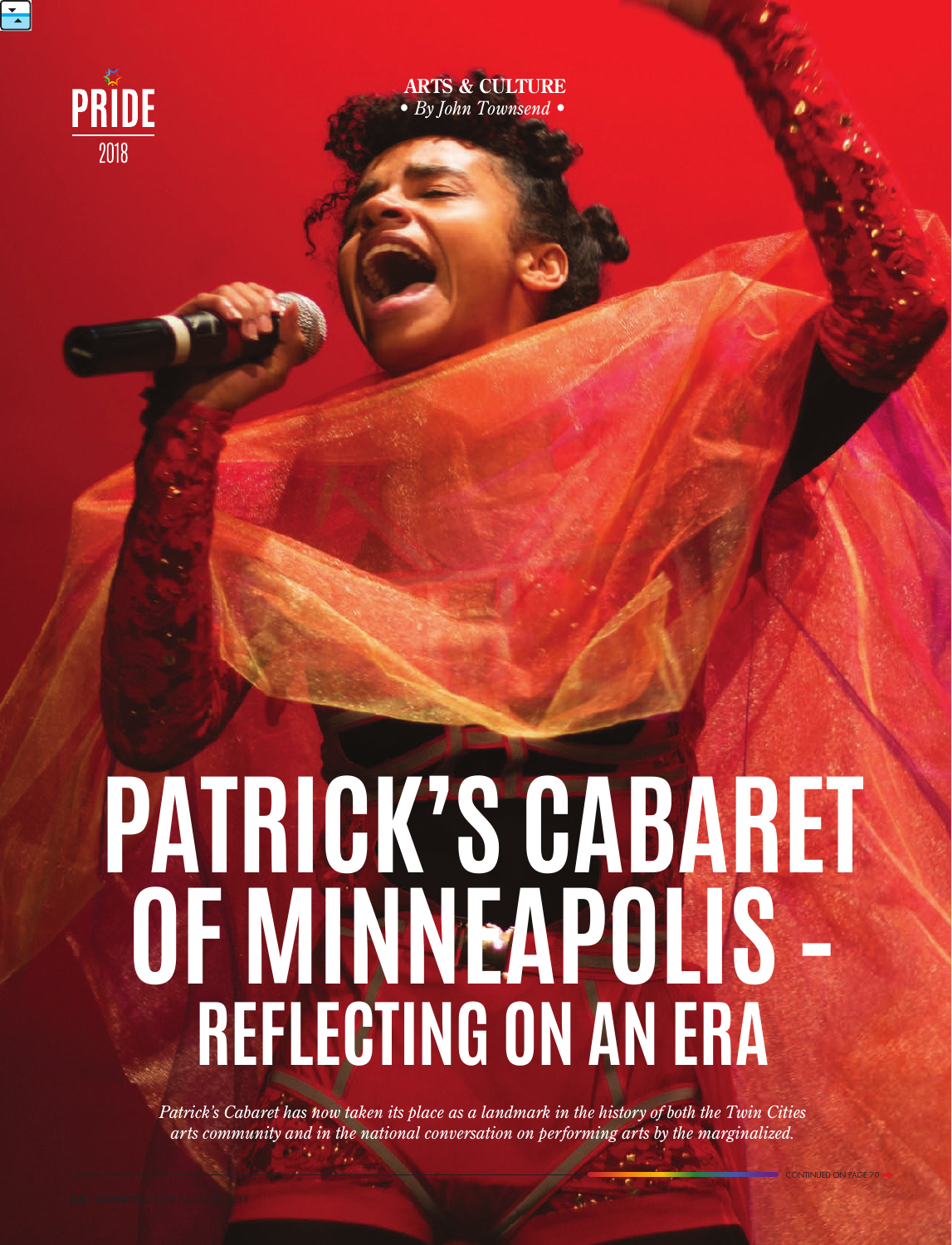PRIDE 2018

ARTS & CULTURE
*• By John Townsend •*

# PATRICK'S CABARET OF MINNEAPOLIS - REFLECTING ON AN ERA

*Patrick's Cabaret has now taken its place as a landmark in the history of both the Twin Cities arts community and in the national conversation on performing arts by the marginalized.*

CONTINUED ON PAGE 70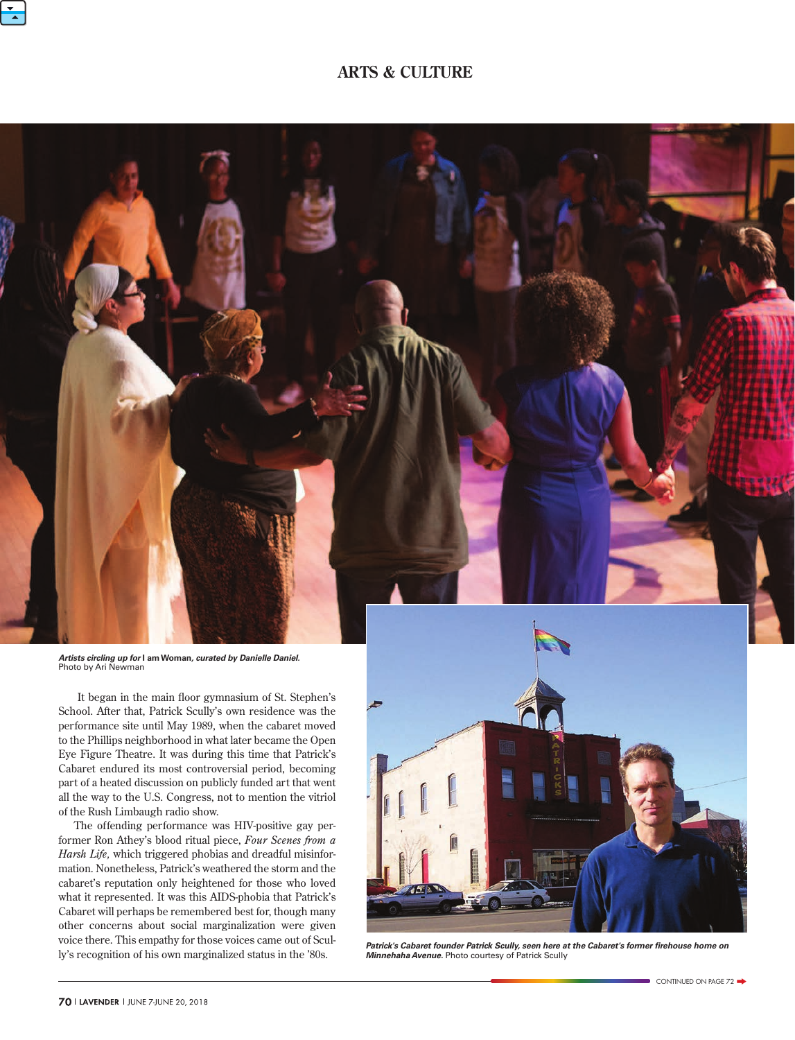*Artists circling up for* **I am Woman**, *curated by Danielle Daniel.*
Photo by Ari Newman

It began in the main floor gymnasium of St. Stephen's School. After that, Patrick Scully's own residence was the performance site until May 1989, when the cabaret moved to the Phillips neighborhood in what later became the Open Eye Figure Theatre. It was during this time that Patrick's Cabaret endured its most controversial period, becoming part of a heated discussion on publicly funded art that went all the way to the U.S. Congress, not to mention the vitriol of the Rush Limbaugh radio show.

The offending performance was HIV-positive gay performer Ron Athey's blood ritual piece, *Four Scenes from a Harsh Life,* which triggered phobias and dreadful misinformation. Nonetheless, Patrick's weathered the storm and the cabaret's reputation only heightened for those who loved what it represented. It was this AIDS-phobia that Patrick's Cabaret will perhaps be remembered best for, though many other concerns about social marginalization were given voice there. This empathy for those voices came out of Scully's recognition of his own marginalized status in the '80s.

***Patrick's Cabaret founder Patrick Scully, seen here at the Cabaret's former firehouse home on Minnehaha Avenue.*** Photo courtesy of Patrick Scully

CONTINUED ON PAGE 72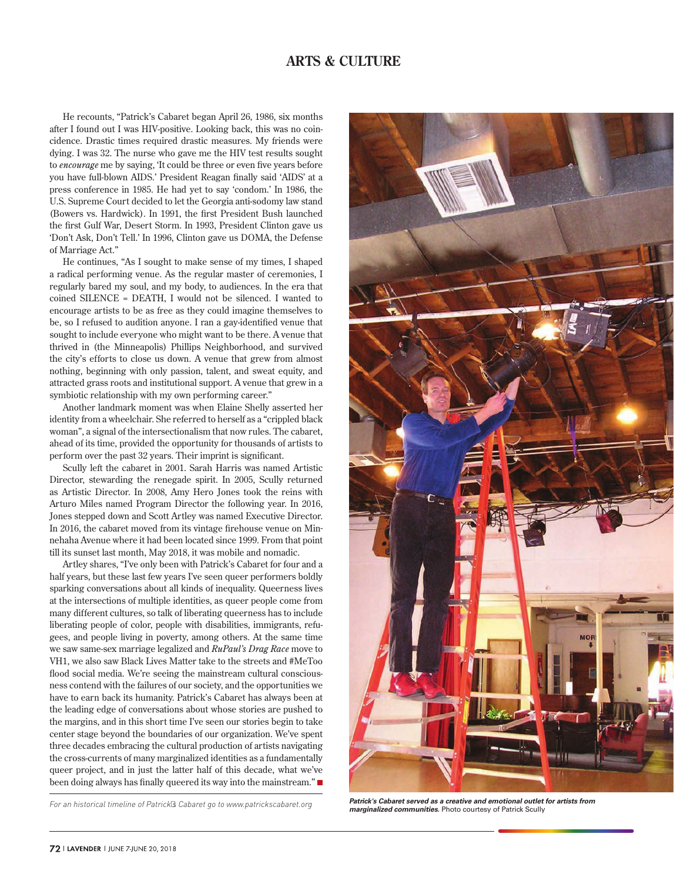He recounts, "Patrick's Cabaret began April 26, 1986, six months after I found out I was HIV-positive. Looking back, this was no coincidence. Drastic times required drastic measures. My friends were dying. I was 32. The nurse who gave me the HIV test results sought to *encourage* me by saying, 'It could be three or even five years before you have full-blown AIDS.' President Reagan finally said 'AIDS' at a press conference in 1985. He had yet to say 'condom.' In 1986, the U.S. Supreme Court decided to let the Georgia anti-sodomy law stand (Bowers vs. Hardwick). In 1991, the first President Bush launched the first Gulf War, Desert Storm. In 1993, President Clinton gave us 'Don't Ask, Don't Tell.' In 1996, Clinton gave us DOMA, the Defense of Marriage Act."

He continues, "As I sought to make sense of my times, I shaped a radical performing venue. As the regular master of ceremonies, I regularly bared my soul, and my body, to audiences. In the era that coined SILENCE = DEATH, I would not be silenced. I wanted to encourage artists to be as free as they could imagine themselves to be, so I refused to audition anyone. I ran a gay-identified venue that sought to include everyone who might want to be there. A venue that thrived in (the Minneapolis) Phillips Neighborhood, and survived the city's efforts to close us down. A venue that grew from almost nothing, beginning with only passion, talent, and sweat equity, and attracted grass roots and institutional support. A venue that grew in a symbiotic relationship with my own performing career."

Another landmark moment was when Elaine Shelly asserted her identity from a wheelchair. She referred to herself as a "crippled black woman", a signal of the intersectionalism that now rules. The cabaret, ahead of its time, provided the opportunity for thousands of artists to perform over the past 32 years. Their imprint is significant.

Scully left the cabaret in 2001. Sarah Harris was named Artistic Director, stewarding the renegade spirit. In 2005, Scully returned as Artistic Director. In 2008, Amy Hero Jones took the reins with Arturo Miles named Program Director the following year. In 2016, Jones stepped down and Scott Artley was named Executive Director. In 2016, the cabaret moved from its vintage firehouse venue on Minnehaha Avenue where it had been located since 1999. From that point till its sunset last month, May 2018, it was mobile and nomadic.

Artley shares, "I've only been with Patrick's Cabaret for four and a half years, but these last few years I've seen queer performers boldly sparking conversations about all kinds of inequality. Queerness lives at the intersections of multiple identities, as queer people come from many different cultures, so talk of liberating queerness has to include liberating people of color, people with disabilities, immigrants, refugees, and people living in poverty, among others. At the same time we saw same-sex marriage legalized and *RuPaul's Drag Race* move to VH1, we also saw Black Lives Matter take to the streets and #MeToo flood social media. We're seeing the mainstream cultural consciousness contend with the failures of our society, and the opportunities we have to earn back its humanity. Patrick's Cabaret has always been at the leading edge of conversations about whose stories are pushed to the margins, and in this short time I've seen our stories begin to take center stage beyond the boundaries of our organization. We've spent three decades embracing the cultural production of artists navigating the cross-currents of many marginalized identities as a fundamentally queer project, and in just the latter half of this decade, what we've been doing always has finally queered its way into the mainstream." ■

*For an historical timeline of Patrick's Cabaret go to www.patrickscabaret.org*

***Patrick's Cabaret served as a creative and emotional outlet for artists from marginalized communities.*** Photo courtesy of Patrick Scully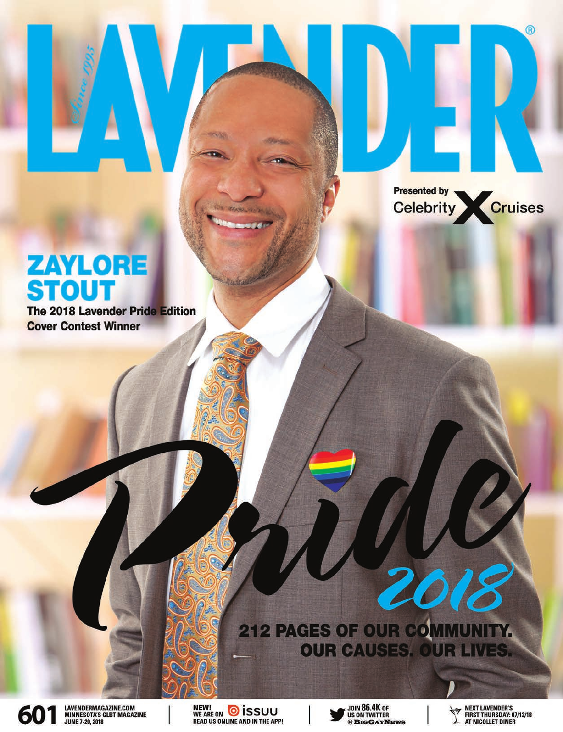# LAVENDER®

*Since 1995*

Presented by Celebrity X Cruises

## ZAYLORE STOUT

**The 2018 Lavender Pride Edition Cover Contest Winner**

# Pride 2018

**212 PAGES OF OUR COMMUNITY. OUR CAUSES. OUR LIVES.**

601 LAVENDERMAGAZINE.COM MINNESOTA'S GLBT MAGAZINE JUNE 7-20, 2018

NEW! WE ARE ON issuu READ US ONLINE AND IN THE APP!

JOIN 86.4K OF US ON TWITTER @BIGGAYNEWS

NEXT LAVENDER'S FIRST THURSDAY: 07/12/18 AT NICOLLET DINER